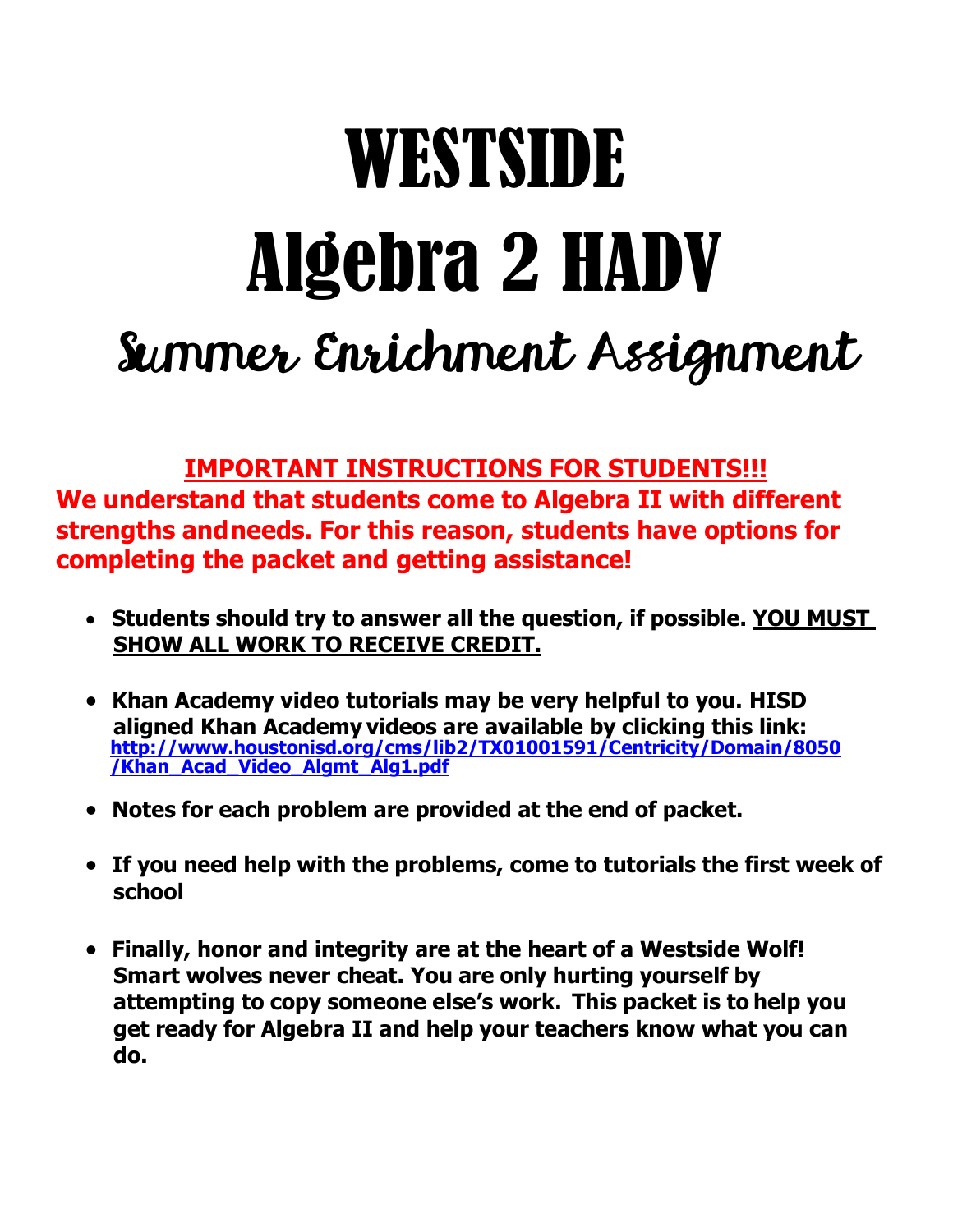# WESTSIDE

# Algebra 2 HADV

## Summer Enrichment Assignment

**IMPORTANT INSTRUCTIONS FOR STUDENTS!!!**

**We understand that students come to Algebra II with different strengths andneeds. For this reason, students have options for completing the packet and getting assistance!**

- **Students should try to answer all the question, if possible. YOU MUST SHOW ALL WORK TO RECEIVE CREDIT.**
- **Khan Academy video tutorials may be very helpful to you. HISD aligned Khan Academy videos are available by clicking this link:** [http://www.houstonisd.org/cms/lib2/TX01001591/Centricity/Domain/8050/Khan_Acad_Video_Algmt_Alg1.pdf](http://www.houstonisd.org/cms/lib2/TX01001591/Centricity/Domain/8050/Khan_Acad_Video_Algmt_Alg1.pdf)
- **Notes for each problem are provided at the end of packet.**
- **If you need help with the problems, come to tutorials the first week of school**
- **Finally, honor and integrity are at the heart of a Westside Wolf! Smart wolves never cheat. You are only hurting yourself by attempting to copy someone else's work. This packet is to help you get ready for Algebra II and help your teachers know what you can do.**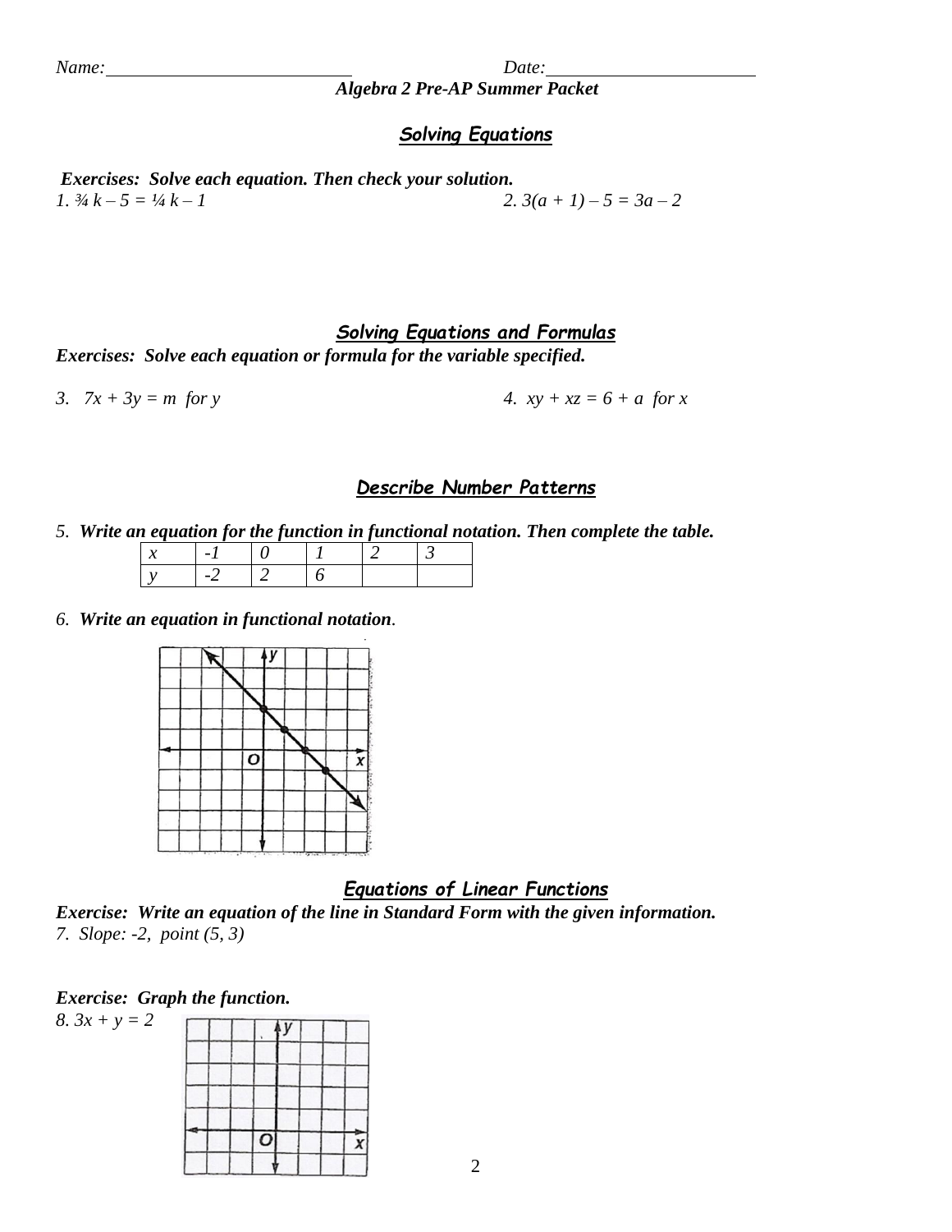*Name:* ___________________________ *Date:* ______________________

***Algebra 2 Pre-AP Summer Packet***

## Solving Equations

***Exercises: Solve each equation. Then check your solution.***

1. $\frac{3}{4}k - 5 = \frac{1}{4}k - 1$

2. $3(a + 1) - 5 = 3a - 2$

## Solving Equations and Formulas

***Exercises: Solve each equation or formula for the variable specified.***

3. $7x + 3y = m$ for $y$

4. $xy + xz = 6 + a$ for $x$

## Describe Number Patterns

5. ***Write an equation for the function in functional notation. Then complete the table.***

| x | -1 | 0 | 1 | 2 | 3 |
|---|---|---|---|---|---|
| y | -2 | 2 | 6 | | |

6. ***Write an equation in functional notation.***

## Equations of Linear Functions

***Exercise: Write an equation of the line in Standard Form with the given information.***

7. Slope: -2, point (5, 3)

***Exercise: Graph the function.***

8. $3x + y = 2$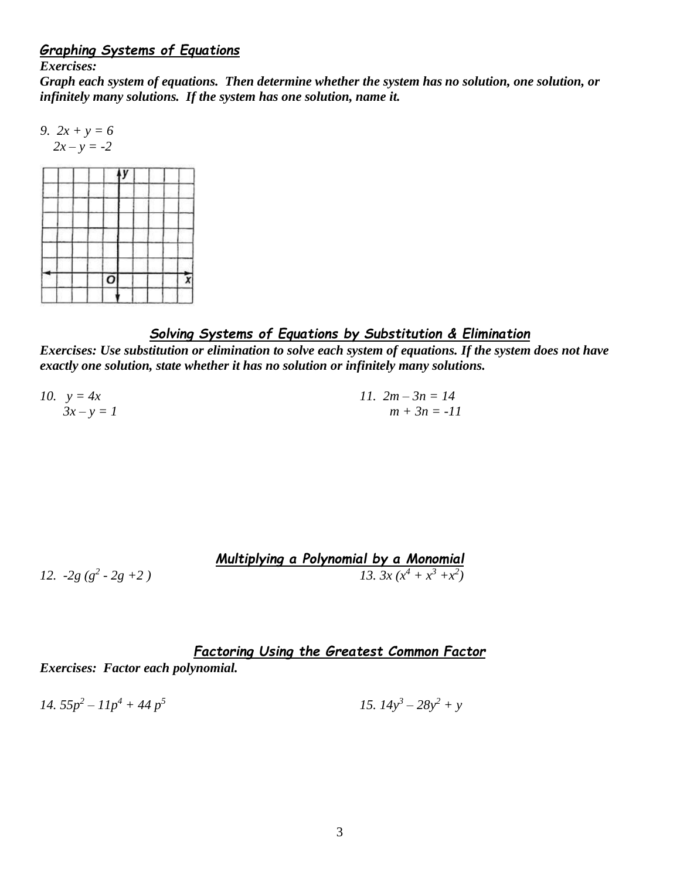## *Graphing Systems of Equations*

***Exercises:***

***Graph each system of equations. Then determine whether the system has no solution, one solution, or infinitely many solutions. If the system has one solution, name it.***

9. $2x + y = 6$
   $2x - y = -2$

## *Solving Systems of Equations by Substitution & Elimination*

***Exercises: Use substitution or elimination to solve each system of equations. If the system does not have exactly one solution, state whether it has no solution or infinitely many solutions.***

10. $y = 4x$
    $3x - y = 1$

11. $2m - 3n = 14$
    $m + 3n = -11$

## *Multiplying a Polynomial by a Monomial*

12. $-2g\,(g^2 - 2g + 2)$

13. $3x\,(x^4 + x^3 + x^2)$

## *Factoring Using the Greatest Common Factor*

***Exercises: Factor each polynomial.***

14. $55p^2 - 11p^4 + 44\,p^5$

15. $14y^3 - 28y^2 + y$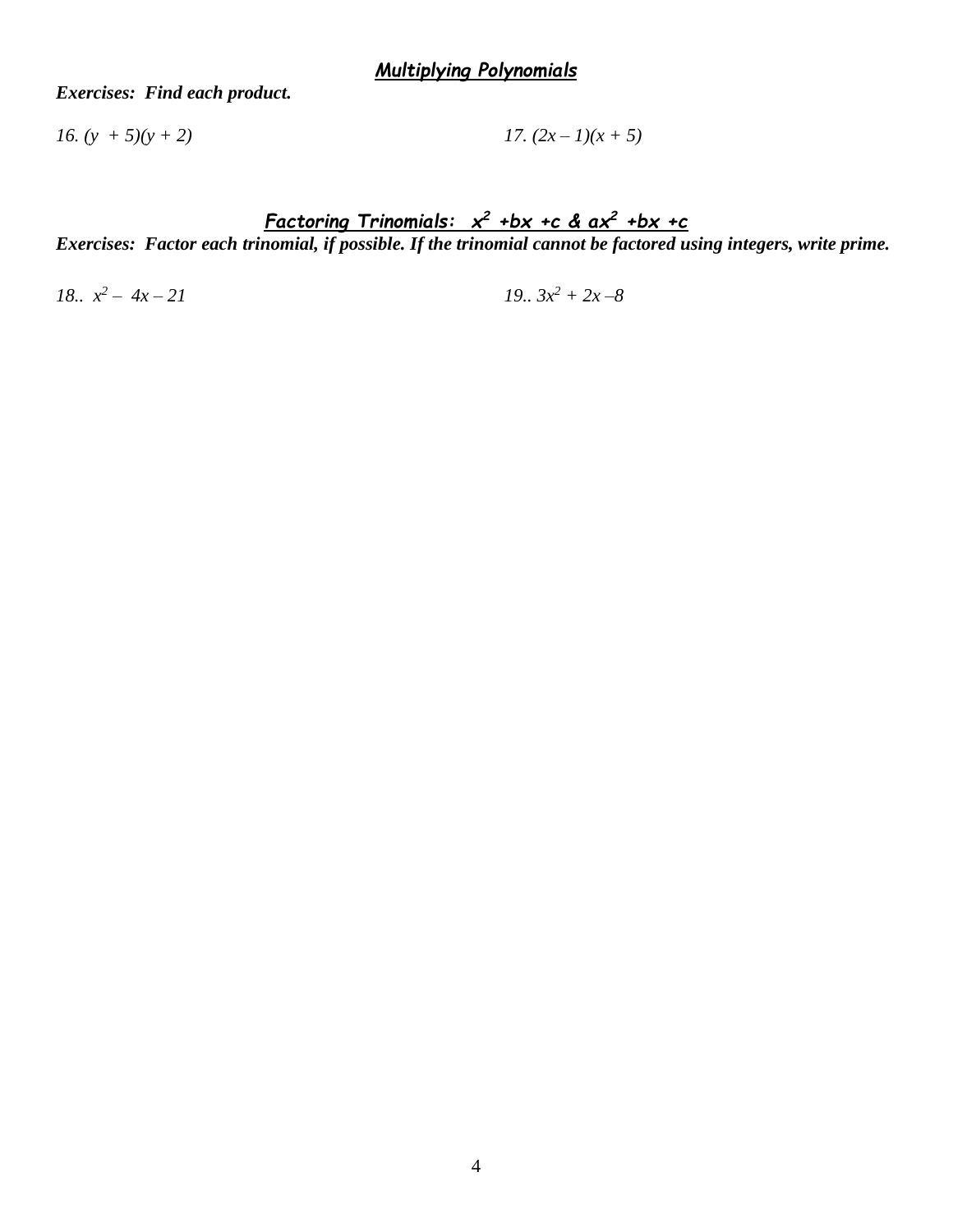## ***Multiplying Polynomials***

***Exercises: Find each product.***

*16.* $(y + 5)(y + 2)$

*17.* $(2x - 1)(x + 5)$

## ***Factoring Trinomials: $x^2 + bx + c$ & $ax^2 + bx + c$***

***Exercises: Factor each trinomial, if possible. If the trinomial cannot be factored using integers, write prime.***

*18..* $x^2 - 4x - 21$

*19..* $3x^2 + 2x - 8$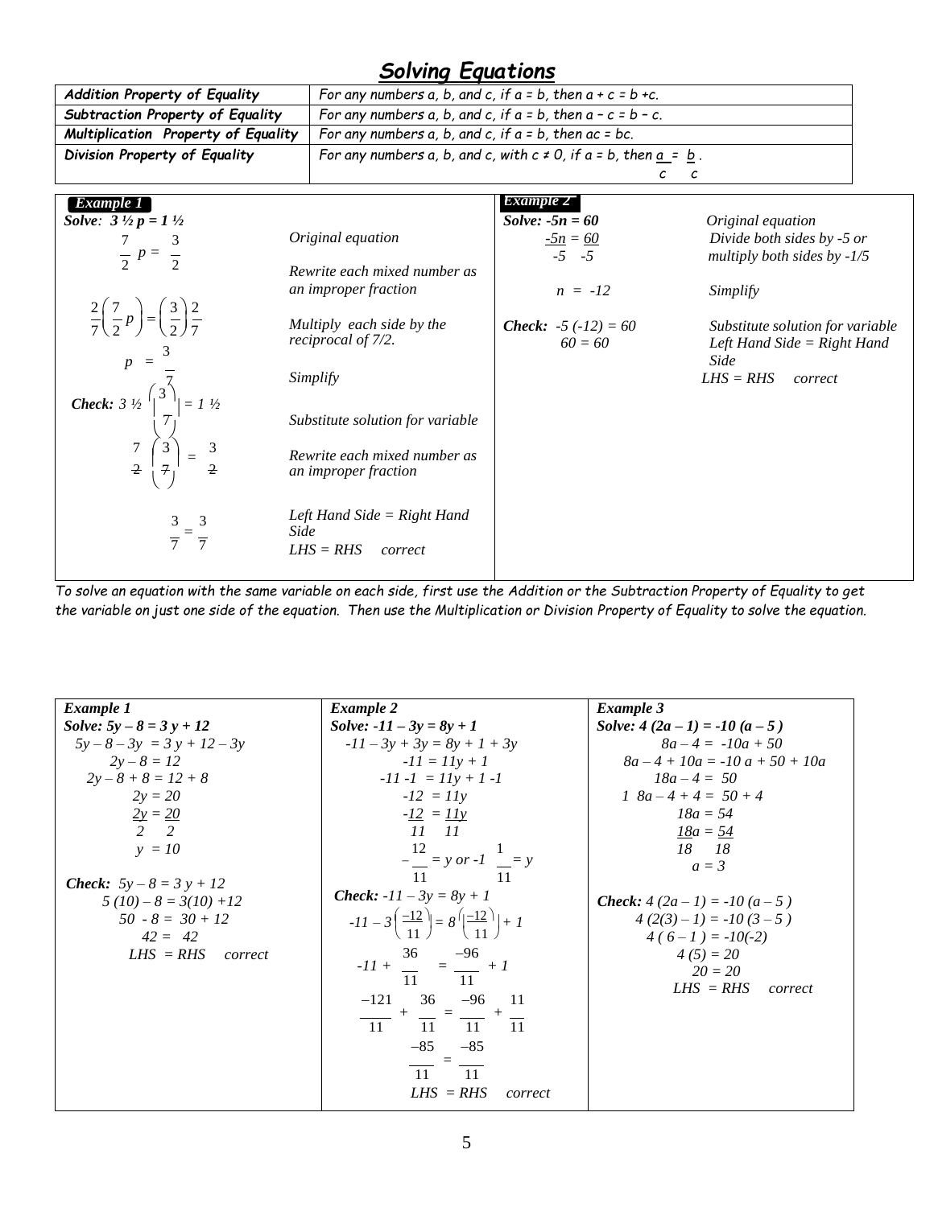# Solving Equations

| | |
|---|---|
| **Addition Property of Equality** | For any numbers a, b, and c, if a = b, then a + c = b +c. |
| **Subtraction Property of Equality** | For any numbers a, b, and c, if a = b, then a – c = b – c. |
| **Multiplication Property of Equality** | For any numbers a, b, and c, if a = b, then ac = bc. |
| **Division Property of Equality** | For any numbers a, b, and c, with c ≠ 0, if a = b, then $\frac{a}{c} = \frac{b}{c}$. |

**Example 1**

*Solve:* $3\frac{1}{2}p = 1\frac{1}{2}$

| Step | Explanation |
|---|---|
| $\frac{7}{2}p = \frac{3}{2}$ | *Original equation* / *Rewrite each mixed number as an improper fraction* |
| $\frac{2}{7}\left(\frac{7}{2}p\right) = \left(\frac{3}{2}\right)\frac{2}{7}$ | *Multiply each side by the reciprocal of 7/2.* |
| $p = \frac{3}{7}$ | *Simplify* |
| **Check:** $3\frac{1}{2}\left(\frac{3}{7}\right) = 1\frac{1}{2}$ | *Substitute solution for variable* |
| $\frac{7}{2}\left(\frac{3}{7}\right) = \frac{3}{2}$ | *Rewrite each mixed number as an improper fraction* |
| $\frac{3}{7} = \frac{3}{7}$ | *Left Hand Side = Right Hand Side* / *LHS = RHS correct* |

**Example 2**

*Solve:* $-5n = 60$

| Step | Explanation |
|---|---|
| $-5n = 60$ | *Original equation* |
| $\frac{-5n}{-5} = \frac{60}{-5}$ | *Divide both sides by -5 or multiply both sides by -1/5* |
| $n = -12$ | *Simplify* |
| **Check:** $-5(-12) = 60$ | *Substitute solution for variable* |
| $60 = 60$ | *Left Hand Side = Right Hand Side* / *LHS = RHS correct* |

*To solve an equation with the same variable on each side, first use the Addition or the Subtraction Property of Equality to get the variable on just one side of the equation. Then use the Multiplication or Division Property of Equality to solve the equation.*

**Example 1**

*Solve:* $5y - 8 = 3y + 12$

$5y - 8 - 3y = 3y + 12 - 3y$

$2y - 8 = 12$

$2y - 8 + 8 = 12 + 8$

$2y = 20$

$\frac{2y}{2} = \frac{20}{2}$

$y = 10$

**Check:** $5y - 8 = 3y + 12$

$5(10) - 8 = 3(10) + 12$

$50 - 8 = 30 + 12$

$42 = 42$

LHS = RHS correct

**Example 2**

*Solve:* $-11 - 3y = 8y + 1$

$-11 - 3y + 3y = 8y + 1 + 3y$

$-11 = 11y + 1$

$-11 - 1 = 11y + 1 - 1$

$-12 = 11y$

$\frac{-12}{11} = \frac{11y}{11}$

$-\frac{12}{11} = y$ or $-1\frac{1}{11} = y$

**Check:** $-11 - 3y = 8y + 1$

$-11 - 3\left(\frac{-12}{11}\right) = 8\left(\frac{-12}{11}\right) + 1$

$-11 + \frac{36}{11} = \frac{-96}{11} + 1$

$\frac{-121}{11} + \frac{36}{11} = \frac{-96}{11} + \frac{11}{11}$

$\frac{-85}{11} = \frac{-85}{11}$

LHS = RHS correct

**Example 3**

*Solve:* $4(2a - 1) = -10(a - 5)$

$8a - 4 = -10a + 50$

$8a - 4 + 10a = -10a + 50 + 10a$

$18a - 4 = 50$

$18a - 4 + 4 = 50 + 4$

$18a = 54$

$\frac{18a}{18} = \frac{54}{18}$

$a = 3$

**Check:** $4(2a - 1) = -10(a - 5)$

$4(2(3) - 1) = -10(3 - 5)$

$4(6 - 1) = -10(-2)$

$4(5) = 20$

$20 = 20$

LHS = RHS correct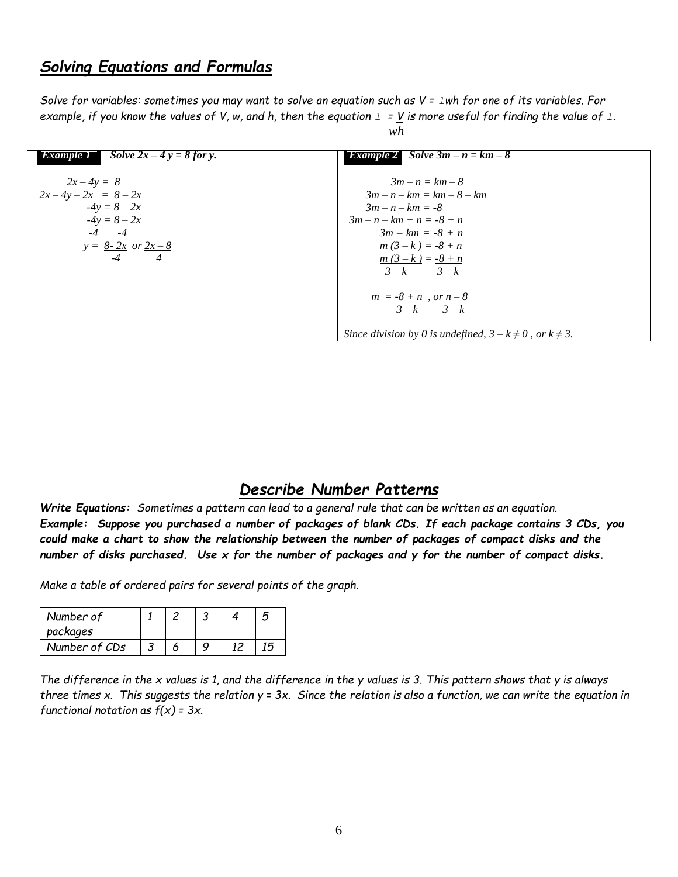## *Solving Equations and Formulas*

*Solve for variables: sometimes you may want to solve an equation such as $V = lwh$ for one of its variables. For example, if you know the values of V, w, and h, then the equation $l = \frac{V}{wh}$ is more useful for finding the value of $l$.*

**Example 1** **Solve $2x – 4y = 8$ for y.**

$$2x - 4y = 8$$
$$2x - 4y - 2x = 8 - 2x$$
$$-4y = 8 - 2x$$
$$\frac{-4y}{-4} = \frac{8 - 2x}{-4}$$
$$y = \frac{8 - 2x}{-4} \text{ or } \frac{2x - 8}{4}$$

**Example 2** **Solve $3m – n = km – 8$**

$$3m - n = km - 8$$
$$3m - n - km = km - 8 - km$$
$$3m - n - km = -8$$
$$3m - n - km + n = -8 + n$$
$$3m - km = -8 + n$$
$$m(3 - k) = -8 + n$$
$$\frac{m(3 - k)}{3 - k} = \frac{-8 + n}{3 - k}$$
$$m = \frac{-8 + n}{3 - k}, \text{ or } \frac{n - 8}{3 - k}$$

*Since division by 0 is undefined, $3 – k \neq 0$, or $k \neq 3$.*

## *Describe Number Patterns*

***Write Equations:*** *Sometimes a pattern can lead to a general rule that can be written as an equation.*
***Example: Suppose you purchased a number of packages of blank CDs. If each package contains 3 CDs, you could make a chart to show the relationship between the number of packages of compact disks and the number of disks purchased. Use x for the number of packages and y for the number of compact disks.***

*Make a table of ordered pairs for several points of the graph.*

| Number of packages | 1 | 2 | 3 | 4 | 5 |
|---|---|---|---|---|---|
| Number of CDs | 3 | 6 | 9 | 12 | 15 |

*The difference in the x values is 1, and the difference in the y values is 3. This pattern shows that y is always three times x. This suggests the relation $y = 3x$. Since the relation is also a function, we can write the equation in functional notation as $f(x) = 3x$.*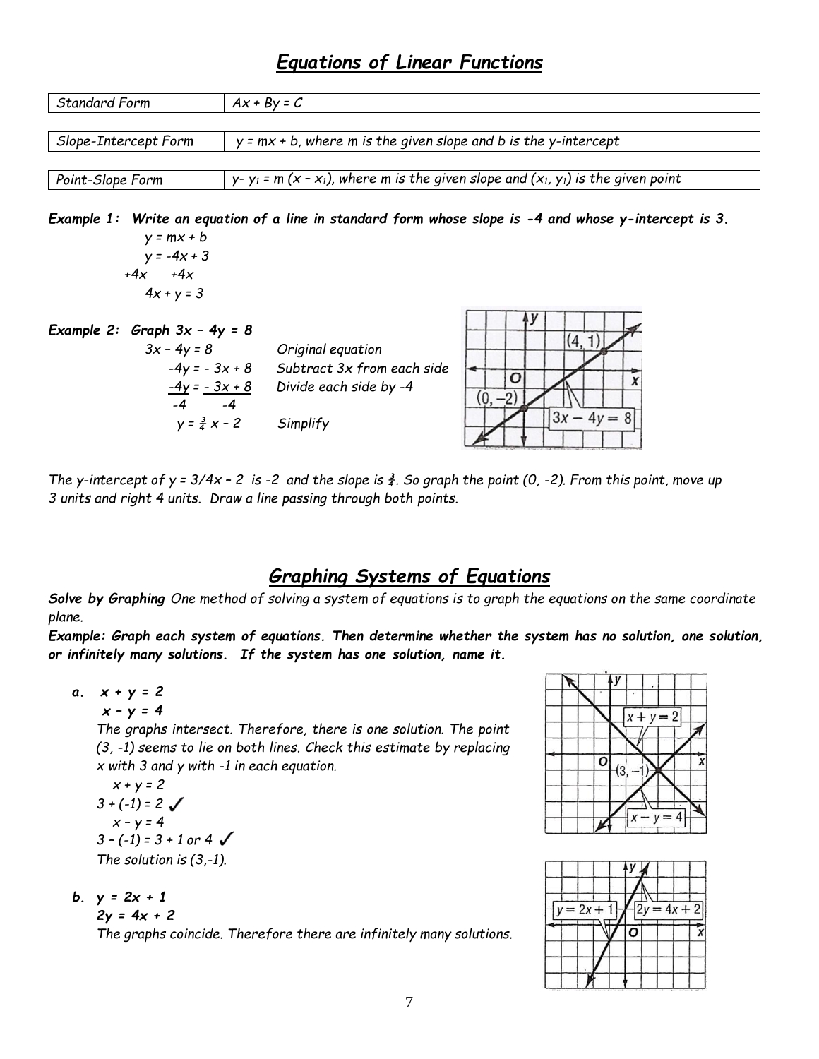# *Equations of Linear Functions*

| | |
|---|---|
| *Standard Form* | $Ax + By = C$ |
| *Slope-Intercept Form* | $y = mx + b$, *where m is the given slope and b is the y-intercept* |
| *Point-Slope Form* | $y - y_1 = m(x - x_1)$, *where m is the given slope and* $(x_1, y_1)$ *is the given point* |

***Example 1: Write an equation of a line in standard form whose slope is -4 and whose y-intercept is 3.***

$y = mx + b$

$y = -4x + 3$

$+4x \quad +4x$

$4x + y = 3$

***Example 2: Graph $3x - 4y = 8$***

| | |
|---|---|
| $3x - 4y = 8$ | *Original equation* |
| $-4y = -3x + 8$ | *Subtract 3x from each side* |
| $\frac{-4y}{-4} = \frac{-3x + 8}{-4}$ | *Divide each side by -4* |
| $y = \frac{3}{4}x - 2$ | *Simplify* |

*The y-intercept of $y = 3/4x - 2$ is -2 and the slope is $\frac{3}{4}$. So graph the point (0, -2). From this point, move up 3 units and right 4 units. Draw a line passing through both points.*

# *Graphing Systems of Equations*

***Solve by Graphing*** *One method of solving a system of equations is to graph the equations on the same coordinate plane.*

***Example: Graph each system of equations. Then determine whether the system has no solution, one solution, or infinitely many solutions. If the system has one solution, name it.***

**a.** $x + y = 2$
$x - y = 4$

*The graphs intersect. Therefore, there is one solution. The point (3, -1) seems to lie on both lines. Check this estimate by replacing x with 3 and y with -1 in each equation.*

$x + y = 2$

$3 + (-1) = 2$ ✓

$x - y = 4$

$3 - (-1) = 3 + 1$ or $4$ ✓

*The solution is (3,-1).*

**b.** $y = 2x + 1$
$2y = 4x + 2$

*The graphs coincide. Therefore there are infinitely many solutions.*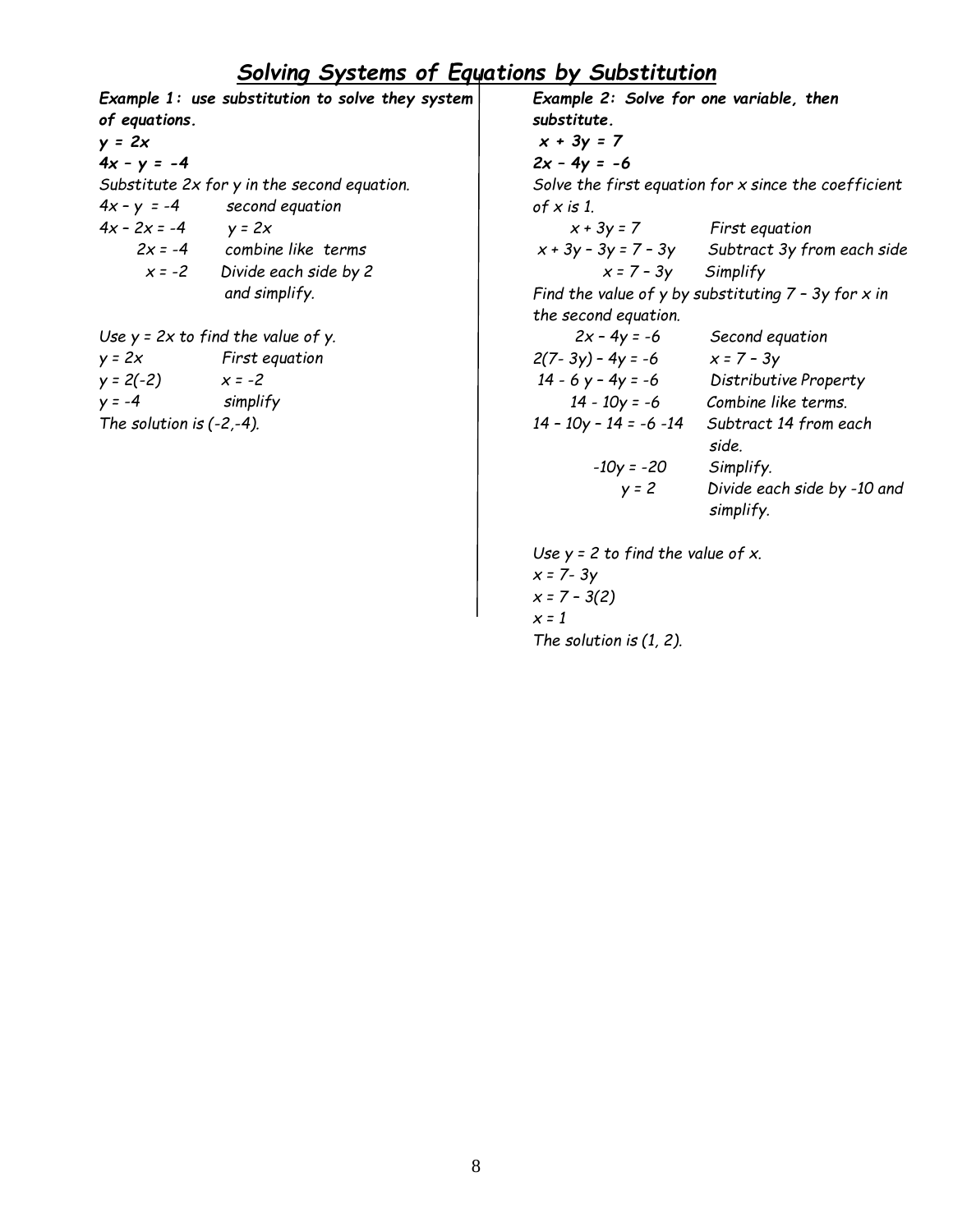# *Solving Systems of Equations by Substitution*

***Example 1: use substitution to solve they system of equations.***

***$y = 2x$***

***$4x - y = -4$***

*Substitute 2x for y in the second equation.*

| | |
|---|---|
| $4x - y = -4$ | *second equation* |
| $4x - 2x = -4$ | $y = 2x$ |
| $2x = -4$ | *combine like terms* |
| $x = -2$ | *Divide each side by 2 and simplify.* |

*Use $y = 2x$ to find the value of y.*

| | |
|---|---|
| $y = 2x$ | *First equation* |
| $y = 2(-2)$ | $x = -2$ |
| $y = -4$ | *simplify* |

*The solution is (-2,-4).*

***Example 2: Solve for one variable, then substitute.***

***$x + 3y = 7$***

***$2x - 4y = -6$***

*Solve the first equation for x since the coefficient of x is 1.*

| | |
|---|---|
| $x + 3y = 7$ | *First equation* |
| $x + 3y - 3y = 7 - 3y$ | *Subtract 3y from each side* |
| $x = 7 - 3y$ | *Simplify* |

*Find the value of y by substituting $7 - 3y$ for x in the second equation.*

| | |
|---|---|
| $2x - 4y = -6$ | *Second equation* |
| $2(7 - 3y) - 4y = -6$ | $x = 7 - 3y$ |
| $14 - 6y - 4y = -6$ | *Distributive Property* |
| $14 - 10y = -6$ | *Combine like terms.* |
| $14 - 10y - 14 = -6 - 14$ | *Subtract 14 from each side.* |
| $-10y = -20$ | *Simplify.* |
| $y = 2$ | *Divide each side by -10 and simplify.* |

*Use $y = 2$ to find the value of x.*

*$x = 7 - 3y$*

*$x = 7 - 3(2)$*

*$x = 1$*

*The solution is (1, 2).*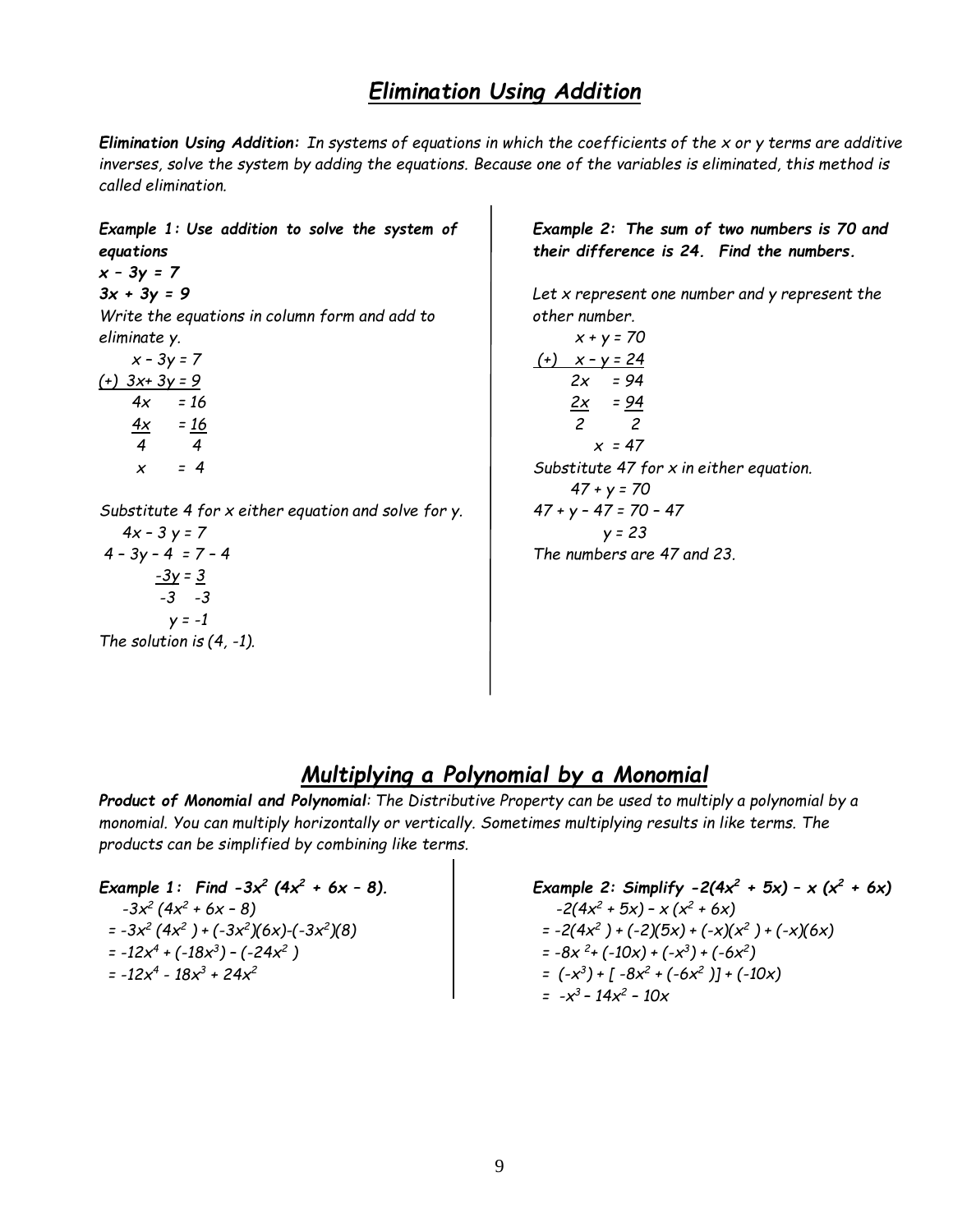# *Elimination Using Addition*

***Elimination Using Addition:*** *In systems of equations in which the coefficients of the x or y terms are additive inverses, solve the system by adding the equations. Because one of the variables is eliminated, this method is called elimination.*

***Example 1: Use addition to solve the system of equations***

$x - 3y = 7$

$3x + 3y = 9$

*Write the equations in column form and add to eliminate y.*

$$
\begin{array}{rl}
 & x - 3y = 7 \\
(+) & \underline{3x + 3y = 9} \\
 & 4x \quad = 16 \\
 & \frac{4x}{4} = \frac{16}{4} \\
 & x \quad = 4
\end{array}
$$

*Substitute 4 for x either equation and solve for y.*

$$
\begin{array}{l}
4x - 3y = 7 \\
4 - 3y - 4 = 7 - 4 \\
\frac{-3y}{-3} = \frac{3}{-3} \\
y = -1
\end{array}
$$

*The solution is (4, -1).*

***Example 2: The sum of two numbers is 70 and their difference is 24. Find the numbers.***

*Let x represent one number and y represent the other number.*

$$
\begin{array}{rl}
 & x + y = 70 \\
(+) & \underline{x - y = 24} \\
 & 2x \quad = 94 \\
 & \frac{2x}{2} = \frac{94}{2} \\
 & x = 47
\end{array}
$$

*Substitute 47 for x in either equation.*

$$
\begin{array}{l}
47 + y = 70 \\
47 + y - 47 = 70 - 47 \\
y = 23
\end{array}
$$

*The numbers are 47 and 23.*

# *Multiplying a Polynomial by a Monomial*

***Product of Monomial and Polynomial****: The Distributive Property can be used to multiply a polynomial by a monomial. You can multiply horizontally or vertically. Sometimes multiplying results in like terms. The products can be simplified by combining like terms.*

***Example 1: Find*** $-3x^2 (4x^2 + 6x - 8)$.

$$
\begin{array}{l}
-3x^2 (4x^2 + 6x - 8) \\
= -3x^2 (4x^2) + (-3x^2)(6x) - (-3x^2)(8) \\
= -12x^4 + (-18x^3) - (-24x^2) \\
= -12x^4 - 18x^3 + 24x^2
\end{array}
$$

***Example 2: Simplify*** $-2(4x^2 + 5x) - x (x^2 + 6x)$

$$
\begin{array}{l}
-2(4x^2 + 5x) - x (x^2 + 6x) \\
= -2(4x^2) + (-2)(5x) + (-x)(x^2) + (-x)(6x) \\
= -8x^2 + (-10x) + (-x^3) + (-6x^2) \\
= (-x^3) + [-8x^2 + (-6x^2)] + (-10x) \\
= -x^3 - 14x^2 - 10x
\end{array}
$$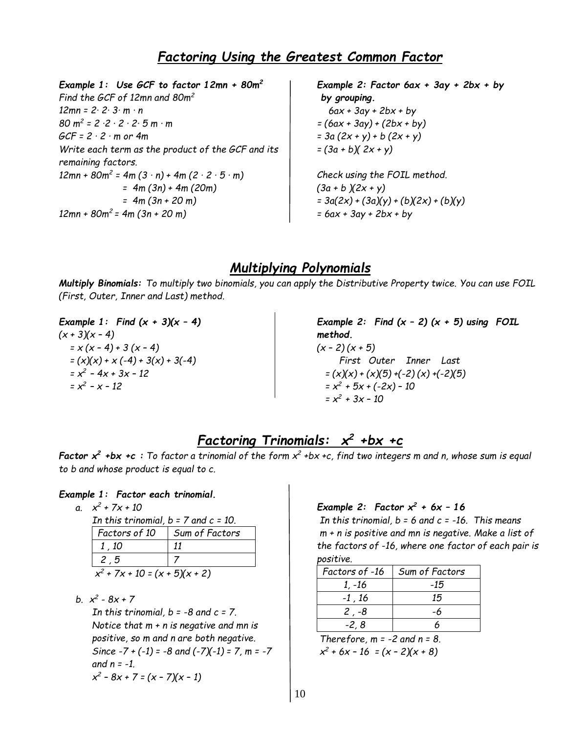## *Factoring Using the Greatest Common Factor*

***Example 1: Use GCF to factor $12mn + 80m^2$***

*Find the GCF of $12mn$ and $80m^2$*

$12mn = 2 \cdot 2 \cdot 3 \cdot m \cdot n$

$80m^2 = 2 \cdot 2 \cdot 2 \cdot 2 \cdot 5\ m \cdot m$

$GCF = 2 \cdot 2 \cdot m$ *or* $4m$

*Write each term as the product of the GCF and its remaining factors.*

$12mn + 80m^2 = 4m\,(3 \cdot n) + 4m\,(2 \cdot 2 \cdot 5 \cdot m)$

$= 4m\,(3n) + 4m\,(20m)$

$= 4m\,(3n + 20\,m)$

$12mn + 80m^2 = 4m\,(3n + 20\,m)$

***Example 2: Factor $6ax + 3ay + 2bx + by$ by grouping.***

$6ax + 3ay + 2bx + by$

$= (6ax + 3ay) + (2bx + by)$

$= 3a\,(2x + y) + b\,(2x + y)$

$= (3a + b)(2x + y)$

*Check using the FOIL method.*

$(3a + b)(2x + y)$

$= 3a(2x) + (3a)(y) + (b)(2x) + (b)(y)$

$= 6ax + 3ay + 2bx + by$

## *Multiplying Polynomials*

***Multiply Binomials:*** *To multiply two binomials, you can apply the Distributive Property twice. You can use FOIL (First, Outer, Inner and Last) method.*

***Example 1: Find $(x + 3)(x - 4)$***

$(x + 3)(x - 4)$

$= x\,(x - 4) + 3\,(x - 4)$

$= (x)(x) + x\,(-4) + 3(x) + 3(-4)$

$= x^2 - 4x + 3x - 12$

$= x^2 - x - 12$

***Example 2: Find $(x - 2)(x + 5)$ using FOIL method.***

$(x - 2)(x + 5)$

*First Outer Inner Last*

$= (x)(x) + (x)(5) + (-2)(x) + (-2)(5)$

$= x^2 + 5x + (-2x) - 10$

$= x^2 + 3x - 10$

## *Factoring Trinomials: $x^2 + bx + c$*

***Factor $x^2 + bx + c$ :*** *To factor a trinomial of the form $x^2 + bx + c$, find two integers m and n, whose sum is equal to b and whose product is equal to c.*

***Example 1: Factor each trinomial.***

a. $x^2 + 7x + 10$

*In this trinomial, $b = 7$ and $c = 10$.*

| Factors of 10 | Sum of Factors |
|---|---|
| 1 , 10 | 11 |
| 2 , 5 | 7 |

$x^2 + 7x + 10 = (x + 5)(x + 2)$

b. $x^2 - 8x + 7$

*In this trinomial, $b = -8$ and $c = 7$. Notice that $m + n$ is negative and $mn$ is positive, so m and n are both negative. Since $-7 + (-1) = -8$ and $(-7)(-1) = 7$, $m = -7$ and $n = -1$.*

$x^2 - 8x + 7 = (x - 7)(x - 1)$

***Example 2: Factor $x^2 + 6x - 16$***

*In this trinomial, $b = 6$ and $c = -16$. This means $m + n$ is positive and $mn$ is negative. Make a list of the factors of $-16$, where one factor of each pair is positive.*

| Factors of -16 | Sum of Factors |
|---|---|
| 1, -16 | -15 |
| -1 , 16 | 15 |
| 2 , -8 | -6 |
| -2, 8 | 6 |

*Therefore, $m = -2$ and $n = 8$.*

$x^2 + 6x - 16 = (x - 2)(x + 8)$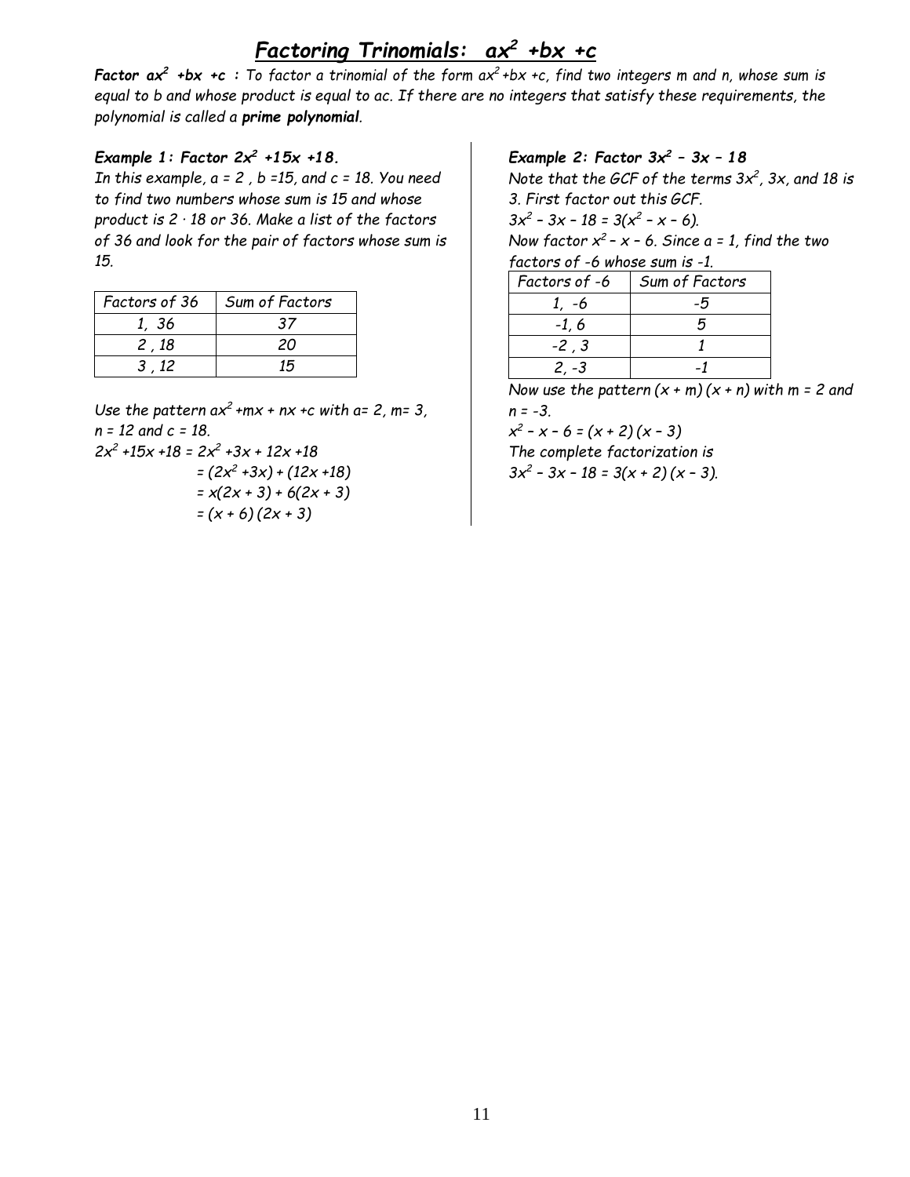# Factoring Trinomials: $ax^2 + bx + c$

***Factor $ax^2 + bx + c$ :*** *To factor a trinomial of the form $ax^2 + bx + c$, find two integers m and n, whose sum is equal to b and whose product is equal to ac. If there are no integers that satisfy these requirements, the polynomial is called a **prime polynomial**.*

***Example 1: Factor $2x^2 + 15x + 18$.***

*In this example, $a = 2$ , $b = 15$, and $c = 18$. You need to find two numbers whose sum is 15 and whose product is $2 \cdot 18$ or 36. Make a list of the factors of 36 and look for the pair of factors whose sum is 15.*

| Factors of 36 | Sum of Factors |
|---|---|
| 1, 36 | 37 |
| 2 , 18 | 20 |
| 3 , 12 | 15 |

*Use the pattern $ax^2 + mx + nx + c$ with $a = 2$, $m = 3$, $n = 12$ and $c = 18$.*

$$
\begin{aligned}
2x^2 + 15x + 18 &= 2x^2 + 3x + 12x + 18 \\
&= (2x^2 + 3x) + (12x + 18) \\
&= x(2x + 3) + 6(2x + 3) \\
&= (x + 6)(2x + 3)
\end{aligned}
$$

***Example 2: Factor $3x^2 - 3x - 18$***

*Note that the GCF of the terms $3x^2$, $3x$, and 18 is 3. First factor out this GCF.*

$3x^2 - 3x - 18 = 3(x^2 - x - 6)$.

*Now factor $x^2 - x - 6$. Since $a = 1$, find the two factors of -6 whose sum is -1.*

| Factors of -6 | Sum of Factors |
|---|---|
| 1, -6 | -5 |
| -1, 6 | 5 |
| -2 , 3 | 1 |
| 2, -3 | -1 |

*Now use the pattern $(x + m)(x + n)$ with $m = 2$ and $n = -3$.*

$x^2 - x - 6 = (x + 2)(x - 3)$

*The complete factorization is*

$3x^2 - 3x - 18 = 3(x + 2)(x - 3)$.